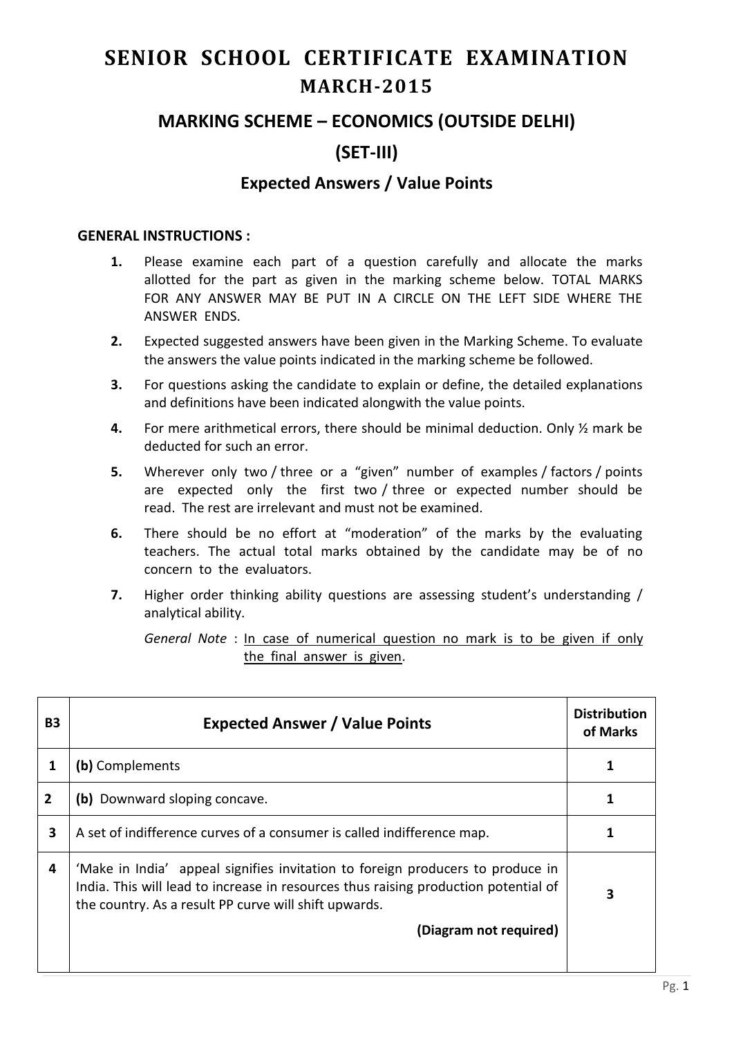# SENIOR SCHOOL CERTIFICATE EXAMINATION
## MARCH-2015

## MARKING SCHEME – ECONOMICS (OUTSIDE DELHI)

## (SET-III)

### Expected Answers / Value Points

**GENERAL INSTRUCTIONS :**

1. Please examine each part of a question carefully and allocate the marks allotted for the part as given in the marking scheme below. TOTAL MARKS FOR ANY ANSWER MAY BE PUT IN A CIRCLE ON THE LEFT SIDE WHERE THE ANSWER ENDS.
2. Expected suggested answers have been given in the Marking Scheme. To evaluate the answers the value points indicated in the marking scheme be followed.
3. For questions asking the candidate to explain or define, the detailed explanations and definitions have been indicated alongwith the value points.
4. For mere arithmetical errors, there should be minimal deduction. Only ½ mark be deducted for such an error.
5. Wherever only two / three or a "given" number of examples / factors / points are expected only the first two / three or expected number should be read. The rest are irrelevant and must not be examined.
6. There should be no effort at "moderation" of the marks by the evaluating teachers. The actual total marks obtained by the candidate may be of no concern to the evaluators.
7. Higher order thinking ability questions are assessing student's understanding / analytical ability.

   *General Note* : In case of numerical question no mark is to be given if only the final answer is given.

| B3 | Expected Answer / Value Points | Distribution of Marks |
|---|---|---|
| 1 | **(b)** Complements | 1 |
| 2 | **(b)** Downward sloping concave. | 1 |
| 3 | A set of indifference curves of a consumer is called indifference map. | 1 |
| 4 | 'Make in India' appeal signifies invitation to foreign producers to produce in India. This will lead to increase in resources thus raising production potential of the country. As a result PP curve will shift upwards. **(Diagram not required)** | 3 |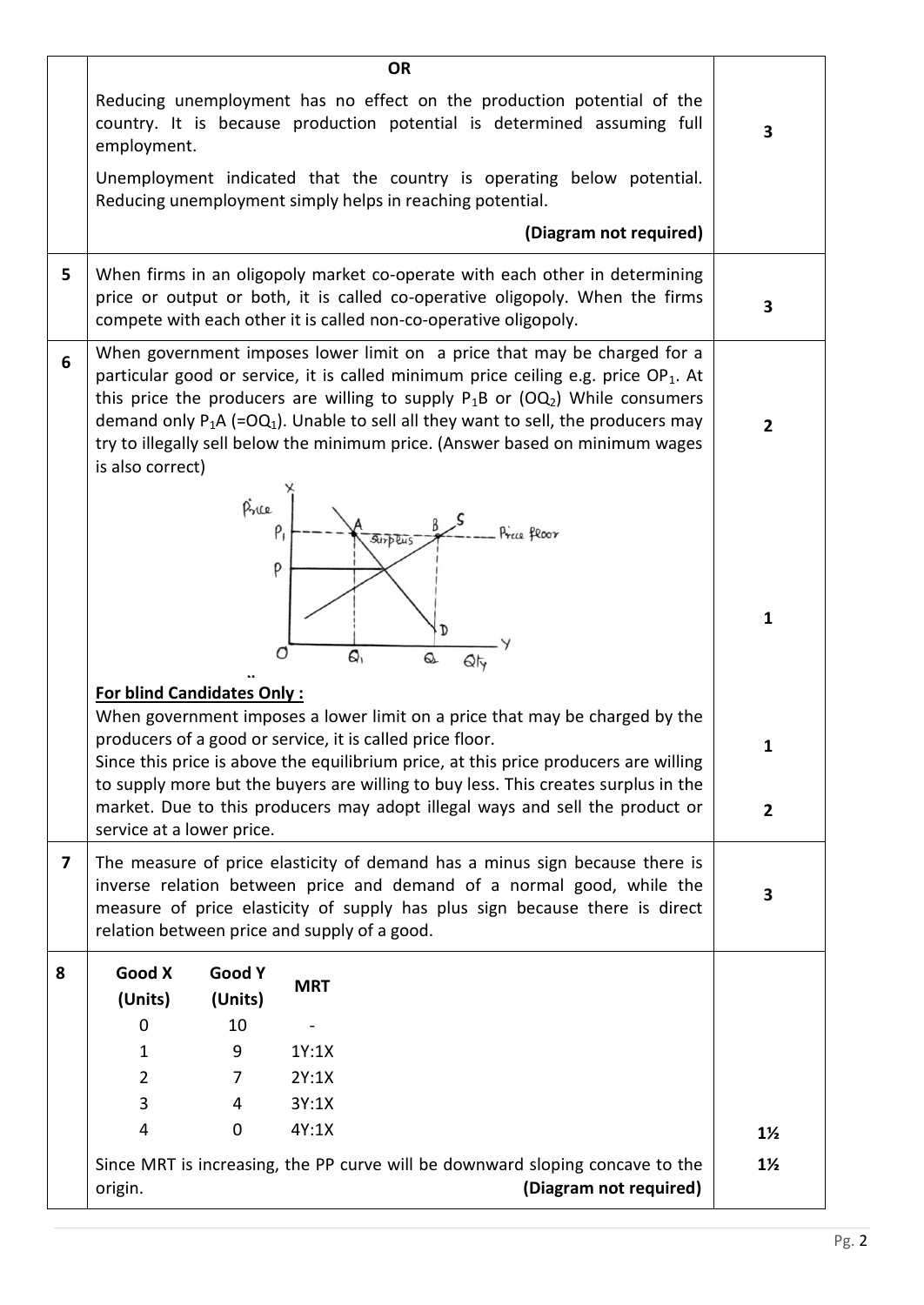| | | |
|---|---|---|
| | **OR**<br><br>Reducing unemployment has no effect on the production potential of the country. It is because production potential is determined assuming full employment.<br><br>Unemployment indicated that the country is operating below potential. Reducing unemployment simply helps in reaching potential.<br><br>**(Diagram not required)** | 3 |
| 5 | When firms in an oligopoly market co-operate with each other in determining price or output or both, it is called co-operative oligopoly. When the firms compete with each other it is called non-co-operative oligopoly. | 3 |
| 6 | When government imposes lower limit on a price that may be charged for a particular good or service, it is called minimum price ceiling e.g. price $OP_1$. At this price the producers are willing to supply $P_1B$ or ($OQ_2$) While consumers demand only $P_1A$ ($=OQ_1$). Unable to sell all they want to sell, the producers may try to illegally sell below the minimum price. (Answer based on minimum wages is also correct) | 2 |
| | (Diagram: Price on X-axis label, Qty on Y-axis; demand curve D and supply curve S; price floor at $P_1$ above equilibrium price P; points A and B on the price floor line with surplus between them; quantities $Q_1$ and $Q_2$ marked) | 1 |
| | **For blind Candidates Only :**<br>When government imposes a lower limit on a price that may be charged by the producers of a good or service, it is called price floor. | 1 |
| | Since this price is above the equilibrium price, at this price producers are willing to supply more but the buyers are willing to buy less. This creates surplus in the market. Due to this producers may adopt illegal ways and sell the product or service at a lower price. | 2 |
| 7 | The measure of price elasticity of demand has a minus sign because there is inverse relation between price and demand of a normal good, while the measure of price elasticity of supply has plus sign because there is direct relation between price and supply of a good. | 3 |
| 8 | Good X (Units) / Good Y (Units) / MRT:<br>0 / 10 / -<br>1 / 9 / 1Y:1X<br>2 / 7 / 2Y:1X<br>3 / 4 / 3Y:1X<br>4 / 0 / 4Y:1X | 1½ |
| | Since MRT is increasing, the PP curve will be downward sloping concave to the origin. **(Diagram not required)** | 1½ |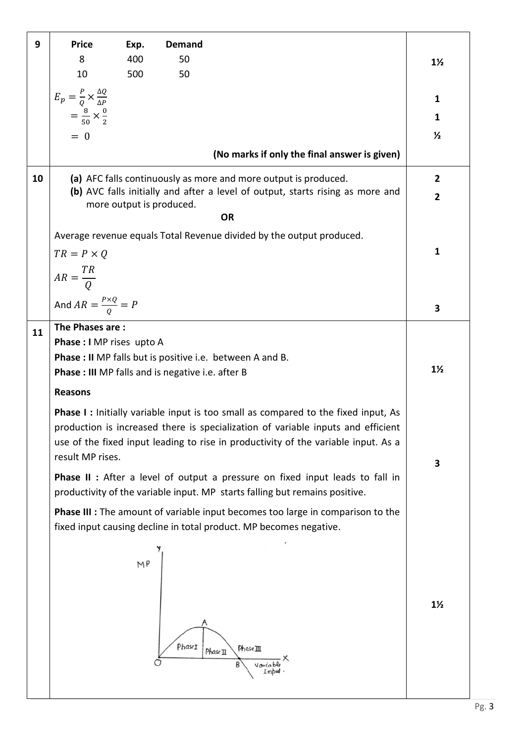| Q. No. | Answer | Marks |
|---|---|---|
| 9 | **Price** **Exp.** **Demand**<br>8 400 50<br>10 500 50 | 1½ |
| | $E_p = \frac{P}{Q} \times \frac{\Delta Q}{\Delta P}$ | 1 |
| | $= \frac{8}{50} \times \frac{0}{2}$ | 1 |
| | $= 0$ | ½ |
| | **(No marks if only the final answer is given)** | |
| 10 | **(a)** AFC falls continuously as more and more output is produced. | 2 |
| | **(b)** AVC falls initially and after a level of output, starts rising as more and more output is produced. | 2 |
| | **OR** | |
| | Average revenue equals Total Revenue divided by the output produced. | 1 |
| | $TR = P \times Q$<br>$AR = \frac{TR}{Q}$<br>And $AR = \frac{P \times Q}{Q} = P$ | 3 |
| 11 | **The Phases are :**<br>**Phase : I** MP rises upto A<br>**Phase : II** MP falls but is positive i.e. between A and B.<br>**Phase : III** MP falls and is negative i.e. after B | 1½ |
| | **Reasons**<br>**Phase I :** Initially variable input is too small as compared to the fixed input, As production is increased there is specialization of variable inputs and efficient use of the fixed input leading to rise in productivity of the variable input. As a result MP rises.<br>**Phase II :** After a level of output a pressure on fixed input leads to fall in productivity of the variable input. MP starts falling but remains positive.<br>**Phase III :** The amount of variable input becomes too large in comparison to the fixed input causing decline in total product. MP becomes negative. | 3 |
| | [Diagram: MP curve against Variable Input showing Phase I (O to A), Phase II (A to B), Phase III (after B)] | 1½ |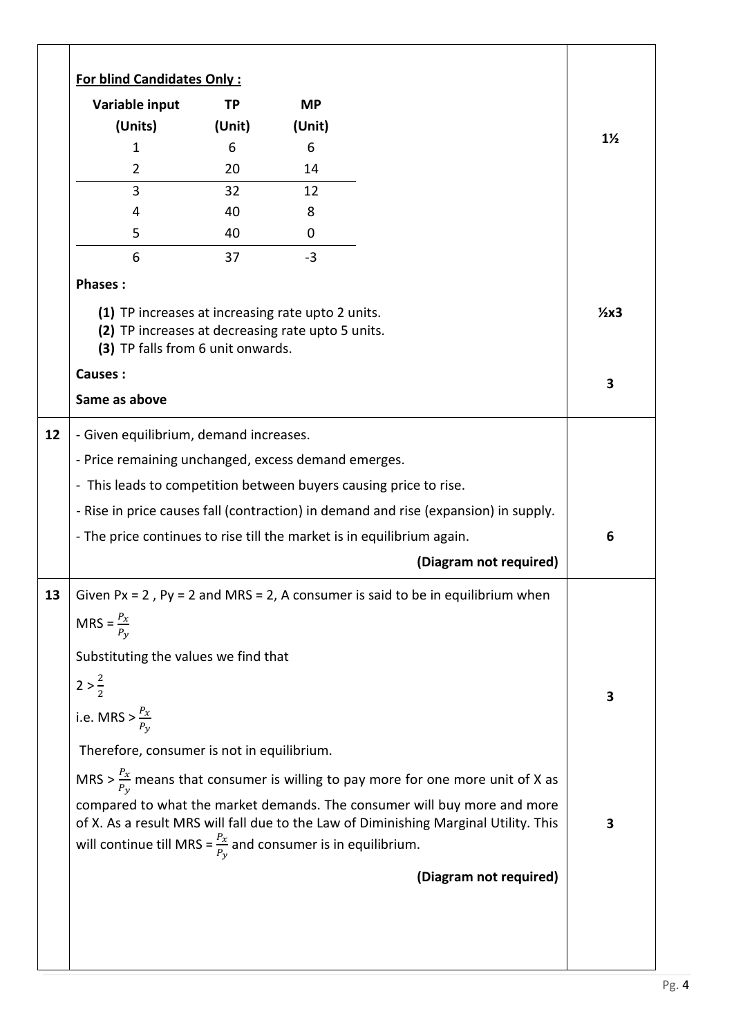| Q. No. | Answer | Marks |
|---|---|---|
| | **For blind Candidates Only :** | |

| Variable input (Units) | TP (Unit) | MP (Unit) |
|---|---|---|
| 1 | 6 | 6 |
| 2 | 20 | 14 |
| 3 | 32 | 12 |
| 4 | 40 | 8 |
| 5 | 40 | 0 |
| 6 | 37 | -3 |

**1½**

**Phases :**

**(1)** TP increases at increasing rate upto 2 units.
**(2)** TP increases at decreasing rate upto 5 units.
**(3)** TP falls from 6 unit onwards.

**½x3**

**Causes :**

**Same as above**

**3**

---

**12**

- Given equilibrium, demand increases.
- Price remaining unchanged, excess demand emerges.
- This leads to competition between buyers causing price to rise.
- Rise in price causes fall (contraction) in demand and rise (expansion) in supply.
- The price continues to rise till the market is in equilibrium again.

**(Diagram not required)**

**6**

---

**13**

Given Px = 2 , Py = 2 and MRS = 2, A consumer is said to be in equilibrium when MRS = $\frac{P_x}{P_y}$

Substituting the values we find that

$2 > \frac{2}{2}$

i.e. MRS > $\frac{P_x}{P_y}$

Therefore, consumer is not in equilibrium.

**3**

MRS > $\frac{P_x}{P_y}$ means that consumer is willing to pay more for one more unit of X as compared to what the market demands. The consumer will buy more and more of X. As a result MRS will fall due to the Law of Diminishing Marginal Utility. This will continue till MRS = $\frac{P_x}{P_y}$ and consumer is in equilibrium.

**3**

**(Diagram not required)**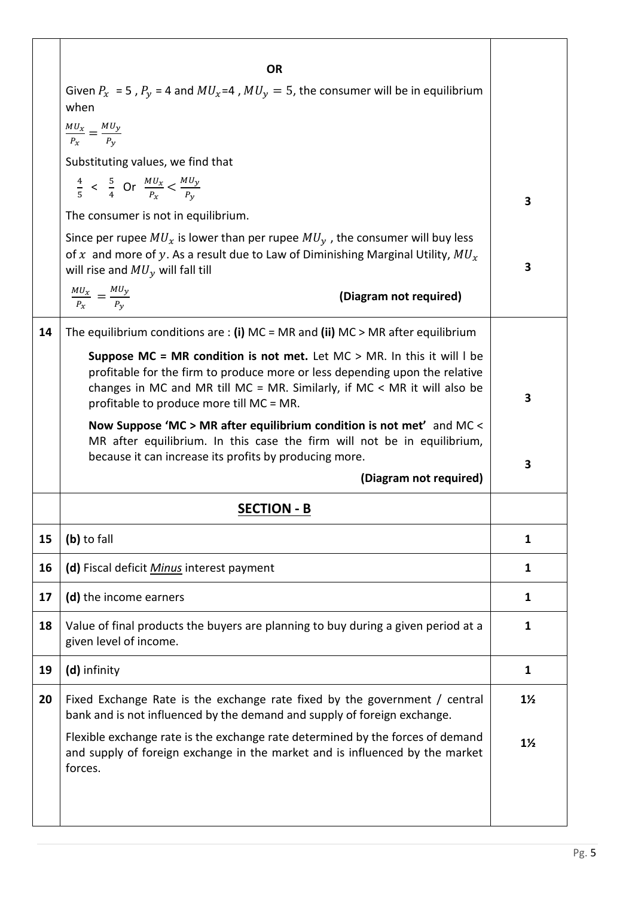| | | |
|---|---|---|
| | **OR**<br><br>Given $P_x$ = 5 , $P_y$ = 4 and $MU_x$=4 , $MU_y = 5$, the consumer will be in equilibrium when<br><br>$\frac{MU_x}{P_x} = \frac{MU_y}{P_y}$<br><br>Substituting values, we find that<br><br>$\frac{4}{5} < \frac{5}{4}$ Or $\frac{MU_x}{P_x} < \frac{MU_y}{P_y}$<br><br>The consumer is not in equilibrium. | 3 |
| | Since per rupee $MU_x$ is lower than per rupee $MU_y$ , the consumer will buy less of $x$ and more of $y$. As a result due to Law of Diminishing Marginal Utility, $MU_x$ will rise and $MU_y$ will fall till<br><br>$\frac{MU_x}{P_x} = \frac{MU_y}{P_y}$ **(Diagram not required)** | 3 |
| **14** | The equilibrium conditions are : **(i)** MC = MR and **(ii)** MC > MR after equilibrium<br><br>**Suppose MC = MR condition is not met.** Let MC > MR. In this it will l be profitable for the firm to produce more or less depending upon the relative changes in MC and MR till MC = MR. Similarly, if MC < MR it will also be profitable to produce more till MC = MR. | 3 |
| | **Now Suppose 'MC > MR after equilibrium condition is not met'** and MC < MR after equilibrium. In this case the firm will not be in equilibrium, because it can increase its profits by producing more.<br><br>**(Diagram not required)** | 3 |
| | **SECTION - B** | |
| **15** | **(b)** to fall | **1** |
| **16** | **(d)** Fiscal deficit ***Minus*** interest payment | **1** |
| **17** | **(d)** the income earners | **1** |
| **18** | Value of final products the buyers are planning to buy during a given period at a given level of income. | **1** |
| **19** | **(d)** infinity | **1** |
| **20** | Fixed Exchange Rate is the exchange rate fixed by the government / central bank and is not influenced by the demand and supply of foreign exchange. | **1½** |
| | Flexible exchange rate is the exchange rate determined by the forces of demand and supply of foreign exchange in the market and is influenced by the market forces. | **1½** |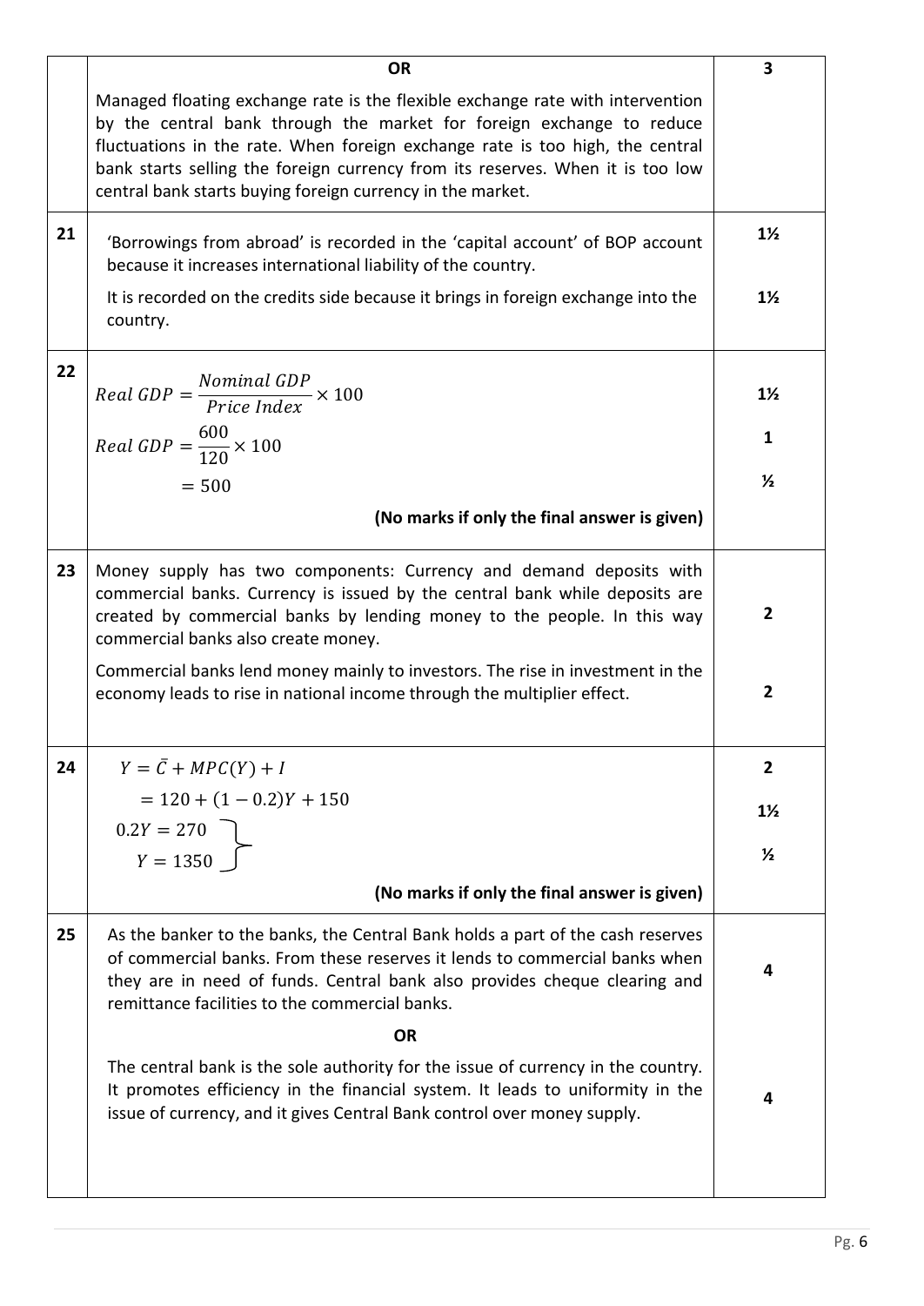| | | |
|---|---|---|
| | **OR**<br>Managed floating exchange rate is the flexible exchange rate with intervention by the central bank through the market for foreign exchange to reduce fluctuations in the rate. When foreign exchange rate is too high, the central bank starts selling the foreign currency from its reserves. When it is too low central bank starts buying foreign currency in the market. | 3 |
| 21 | 'Borrowings from abroad' is recorded in the 'capital account' of BOP account because it increases international liability of the country.<br>It is recorded on the credits side because it brings in foreign exchange into the country. | 1½<br><br>1½ |
| 22 | $Real\ GDP = \frac{Nominal\ GDP}{Price\ Index} \times 100$<br>$Real\ GDP = \frac{600}{120} \times 100$<br>$= 500$<br>**(No marks if only the final answer is given)** | 1½<br>1<br>½ |
| 23 | Money supply has two components: Currency and demand deposits with commercial banks. Currency is issued by the central bank while deposits are created by commercial banks by lending money to the people. In this way commercial banks also create money.<br>Commercial banks lend money mainly to investors. The rise in investment in the economy leads to rise in national income through the multiplier effect. | 2<br><br>2 |
| 24 | $Y = \bar{C} + MPC(Y) + I$<br>$= 120 + (1 - 0.2)Y + 150$<br>$0.2Y = 270$<br>$Y = 1350$<br>**(No marks if only the final answer is given)** | 2<br>1½<br>½ |
| 25 | As the banker to the banks, the Central Bank holds a part of the cash reserves of commercial banks. From these reserves it lends to commercial banks when they are in need of funds. Central bank also provides cheque clearing and remittance facilities to the commercial banks.<br>**OR**<br>The central bank is the sole authority for the issue of currency in the country. It promotes efficiency in the financial system. It leads to uniformity in the issue of currency, and it gives Central Bank control over money supply. | 4<br><br>4 |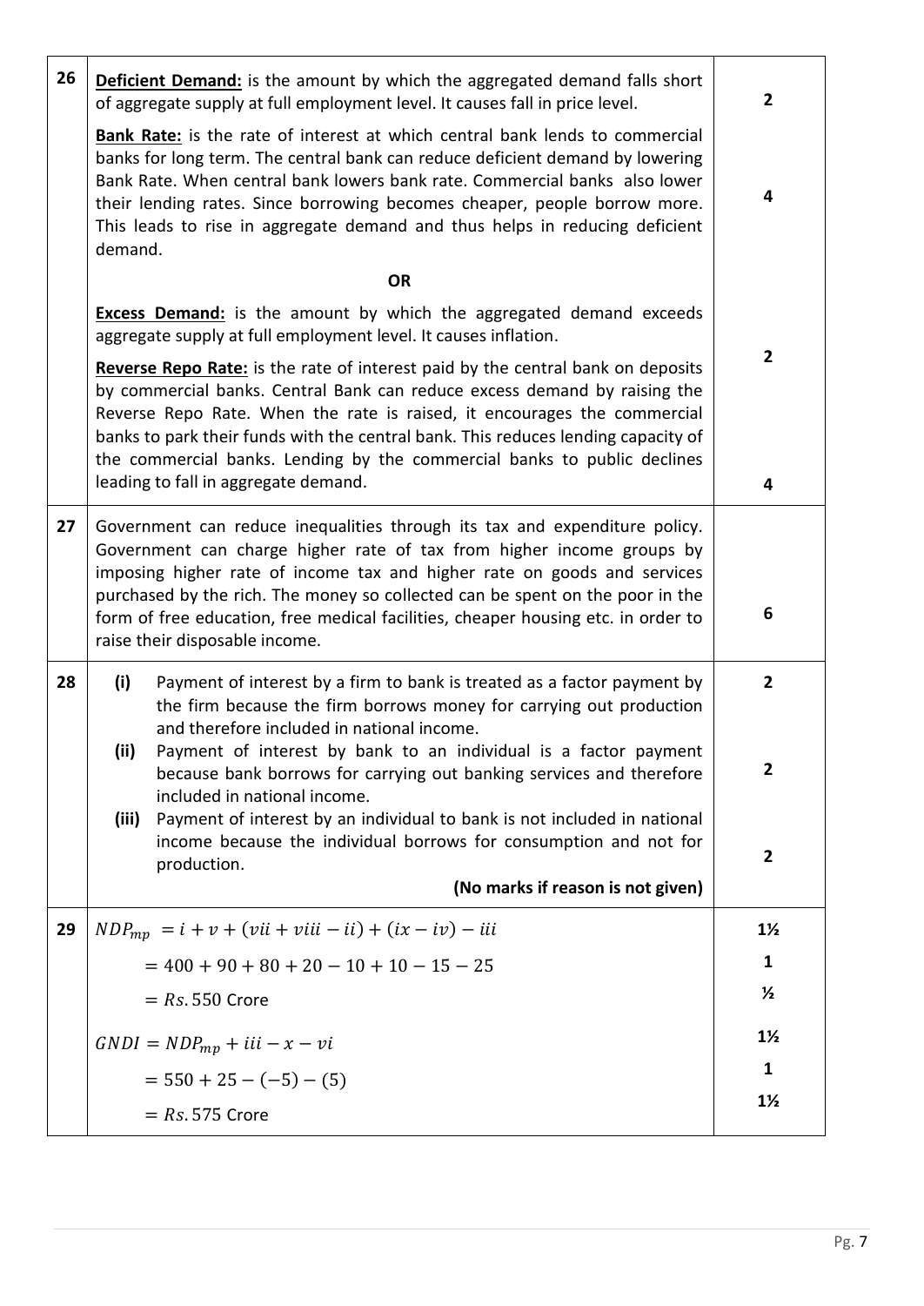| | | |
|---|---|---|
| 26 | **Deficient Demand:** is the amount by which the aggregated demand falls short of aggregate supply at full employment level. It causes fall in price level. | 2 |
| | **Bank Rate:** is the rate of interest at which central bank lends to commercial banks for long term. The central bank can reduce deficient demand by lowering Bank Rate. When central bank lowers bank rate. Commercial banks also lower their lending rates. Since borrowing becomes cheaper, people borrow more. This leads to rise in aggregate demand and thus helps in reducing deficient demand. | 4 |
| | **OR** | |
| | **Excess Demand:** is the amount by which the aggregated demand exceeds aggregate supply at full employment level. It causes inflation. | 2 |
| | **Reverse Repo Rate:** is the rate of interest paid by the central bank on deposits by commercial banks. Central Bank can reduce excess demand by raising the Reverse Repo Rate. When the rate is raised, it encourages the commercial banks to park their funds with the central bank. This reduces lending capacity of the commercial banks. Lending by the commercial banks to public declines leading to fall in aggregate demand. | 4 |
| 27 | Government can reduce inequalities through its tax and expenditure policy. Government can charge higher rate of tax from higher income groups by imposing higher rate of income tax and higher rate on goods and services purchased by the rich. The money so collected can be spent on the poor in the form of free education, free medical facilities, cheaper housing etc. in order to raise their disposable income. | 6 |
| 28 | **(i)** Payment of interest by a firm to bank is treated as a factor payment by the firm because the firm borrows money for carrying out production and therefore included in national income. | 2 |
| | **(ii)** Payment of interest by bank to an individual is a factor payment because bank borrows for carrying out banking services and therefore included in national income. | 2 |
| | **(iii)** Payment of interest by an individual to bank is not included in national income because the individual borrows for consumption and not for production. **(No marks if reason is not given)** | 2 |
| 29 | $NDP_{mp} = i + v + (vii + viii - ii) + (ix - iv) - iii$ | 1½ |
| | $= 400 + 90 + 80 + 20 - 10 + 10 - 15 - 25$ | 1 |
| | $= Rs. 550$ Crore | ½ |
| | $GNDI = NDP_{mp} + iii - x - vi$ | 1½ |
| | $= 550 + 25 - (-5) - (5)$ | 1 |
| | $= Rs. 575$ Crore | 1½ |